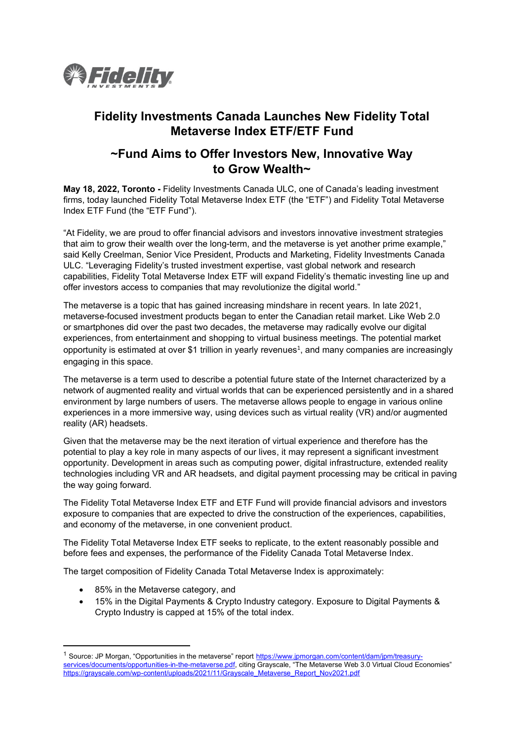# Fidelity Investments Canada Launches New Fidelity Total Metaverse Index ETF/ETF Fund

## ~Fund Aims to Offer Investors New, Innovative Way to Grow Wealth~

**May 18, 2022, Toronto -** Fidelity Investments Canada ULC, one of Canada's leading investment firms, today launched Fidelity Total Metaverse Index ETF (the "ETF") and Fidelity Total Metaverse Index ETF Fund (the "ETF Fund").

"At Fidelity, we are proud to offer financial advisors and investors innovative investment strategies that aim to grow their wealth over the long-term, and the metaverse is yet another prime example," said Kelly Creelman, Senior Vice President, Products and Marketing, Fidelity Investments Canada ULC. "Leveraging Fidelity's trusted investment expertise, vast global network and research capabilities, Fidelity Total Metaverse Index ETF will expand Fidelity's thematic investing line up and offer investors access to companies that may revolutionize the digital world."

The metaverse is a topic that has gained increasing mindshare in recent years. In late 2021, metaverse-focused investment products began to enter the Canadian retail market. Like Web 2.0 or smartphones did over the past two decades, the metaverse may radically evolve our digital experiences, from entertainment and shopping to virtual business meetings. The potential market opportunity is estimated at over $1 trillion in yearly revenues[1], and many companies are increasingly engaging in this space.

The metaverse is a term used to describe a potential future state of the Internet characterized by a network of augmented reality and virtual worlds that can be experienced persistently and in a shared environment by large numbers of users. The metaverse allows people to engage in various online experiences in a more immersive way, using devices such as virtual reality (VR) and/or augmented reality (AR) headsets.

Given that the metaverse may be the next iteration of virtual experience and therefore has the potential to play a key role in many aspects of our lives, it may represent a significant investment opportunity. Development in areas such as computing power, digital infrastructure, extended reality technologies including VR and AR headsets, and digital payment processing may be critical in paving the way going forward.

The Fidelity Total Metaverse Index ETF and ETF Fund will provide financial advisors and investors exposure to companies that are expected to drive the construction of the experiences, capabilities, and economy of the metaverse, in one convenient product.

The Fidelity Total Metaverse Index ETF seeks to replicate, to the extent reasonably possible and before fees and expenses, the performance of the Fidelity Canada Total Metaverse Index.

The target composition of Fidelity Canada Total Metaverse Index is approximately:

- 85% in the Metaverse category, and
- 15% in the Digital Payments & Crypto Industry category. Exposure to Digital Payments & Crypto Industry is capped at 15% of the total index.

---

[1] Source: JP Morgan, "Opportunities in the metaverse" report https://www.jpmorgan.com/content/dam/jpm/treasury-services/documents/opportunities-in-the-metaverse.pdf, citing Grayscale, "The Metaverse Web 3.0 Virtual Cloud Economies" https://grayscale.com/wp-content/uploads/2021/11/Grayscale_Metaverse_Report_Nov2021.pdf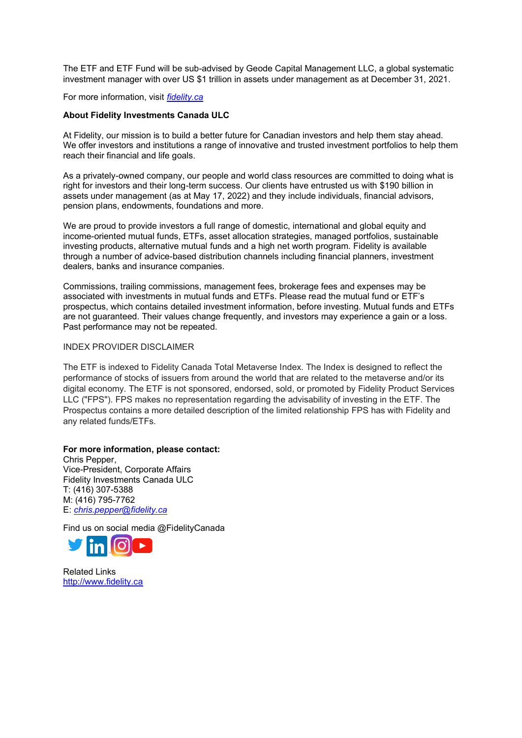The ETF and ETF Fund will be sub-advised by Geode Capital Management LLC, a global systematic investment manager with over US $1 trillion in assets under management as at December 31, 2021.

For more information, visit *fidelity.ca*

**About Fidelity Investments Canada ULC**

At Fidelity, our mission is to build a better future for Canadian investors and help them stay ahead. We offer investors and institutions a range of innovative and trusted investment portfolios to help them reach their financial and life goals.

As a privately-owned company, our people and world class resources are committed to doing what is right for investors and their long-term success. Our clients have entrusted us with $190 billion in assets under management (as at May 17, 2022) and they include individuals, financial advisors, pension plans, endowments, foundations and more.

We are proud to provide investors a full range of domestic, international and global equity and income-oriented mutual funds, ETFs, asset allocation strategies, managed portfolios, sustainable investing products, alternative mutual funds and a high net worth program. Fidelity is available through a number of advice-based distribution channels including financial planners, investment dealers, banks and insurance companies.

Commissions, trailing commissions, management fees, brokerage fees and expenses may be associated with investments in mutual funds and ETFs. Please read the mutual fund or ETF's prospectus, which contains detailed investment information, before investing. Mutual funds and ETFs are not guaranteed. Their values change frequently, and investors may experience a gain or a loss. Past performance may not be repeated.

INDEX PROVIDER DISCLAIMER

The ETF is indexed to Fidelity Canada Total Metaverse Index. The Index is designed to reflect the performance of stocks of issuers from around the world that are related to the metaverse and/or its digital economy. The ETF is not sponsored, endorsed, sold, or promoted by Fidelity Product Services LLC ("FPS"). FPS makes no representation regarding the advisability of investing in the ETF. The Prospectus contains a more detailed description of the limited relationship FPS has with Fidelity and any related funds/ETFs.

**For more information, please contact:**
Chris Pepper,
Vice-President, Corporate Affairs
Fidelity Investments Canada ULC
T: (416) 307-5388
M: (416) 795-7762
E: *chris.pepper@fidelity.ca*

Find us on social media @FidelityCanada

Related Links
http://www.fidelity.ca